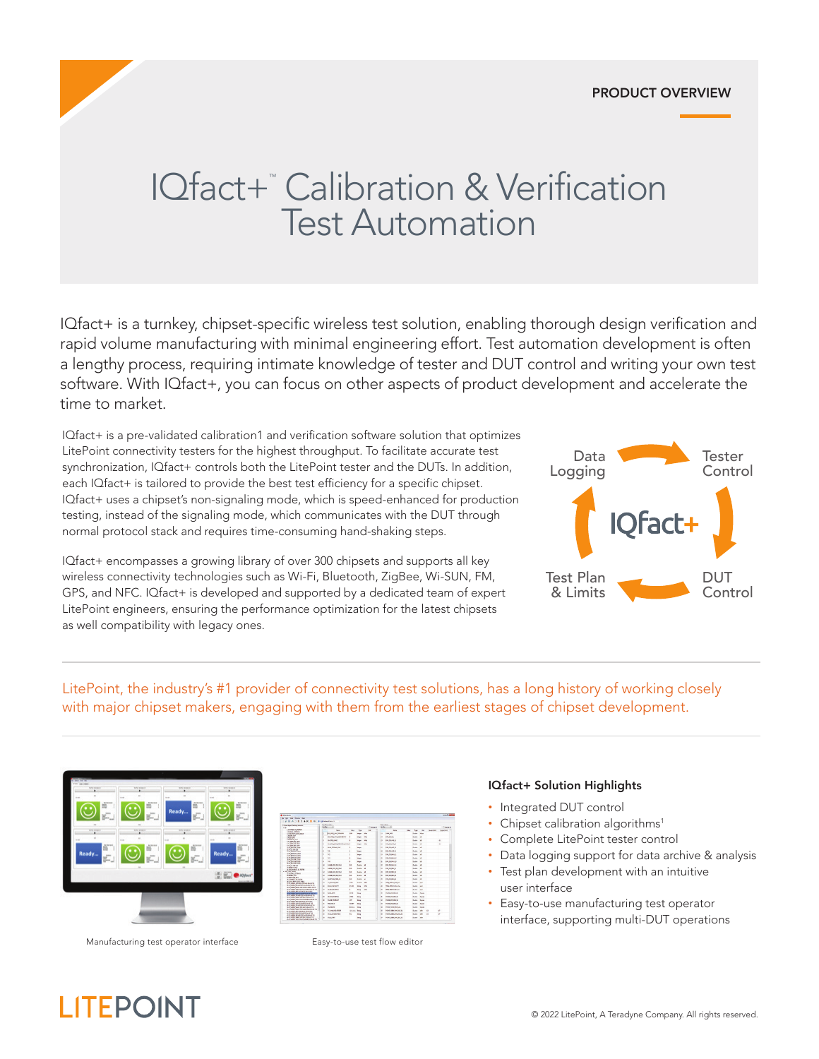PRODUCT OVERVIEW

# IQfact+™ Calibration & Verification Test Automation

IQfact+ is a turnkey, chipset-specific wireless test solution, enabling thorough design verification and rapid volume manufacturing with minimal engineering effort. Test automation development is often a lengthy process, requiring intimate knowledge of tester and DUT control and writing your own test software. With IQfact+, you can focus on other aspects of product development and accelerate the time to market.

IQfact+ is a pre-validated calibration1 and verification software solution that optimizes LitePoint connectivity testers for the highest throughput. To facilitate accurate test synchronization, IQfact+ controls both the LitePoint tester and the DUTs. In addition, each IQfact+ is tailored to provide the best test efficiency for a specific chipset. IQfact+ uses a chipset's non-signaling mode, which is speed-enhanced for production testing, instead of the signaling mode, which communicates with the DUT through normal protocol stack and requires time-consuming hand-shaking steps.

IQfact+ encompasses a growing library of over 300 chipsets and supports all key wireless connectivity technologies such as Wi-Fi, Bluetooth, ZigBee, Wi-SUN, FM, GPS, and NFC. IQfact+ is developed and supported by a dedicated team of expert LitePoint engineers, ensuring the performance optimization for the latest chipsets as well compatibility with legacy ones.

Data Logging → Tester Control → DUT Control → Test Plan & Limits → Data Logging (IQfact+)

LitePoint, the industry's #1 provider of connectivity test solutions, has a long history of working closely with major chipset makers, engaging with them from the earliest stages of chipset development.

Manufacturing test operator interface

Easy-to-use test flow editor

### IQfact+ Solution Highlights

- Integrated DUT control
- Chipset calibration algorithms[1]
- Complete LitePoint tester control
- Data logging support for data archive & analysis
- Test plan development with an intuitive user interface
- Easy-to-use manufacturing test operator interface, supporting multi-DUT operations

LITEPOINT

© 2022 LitePoint, A Teradyne Company. All rights reserved.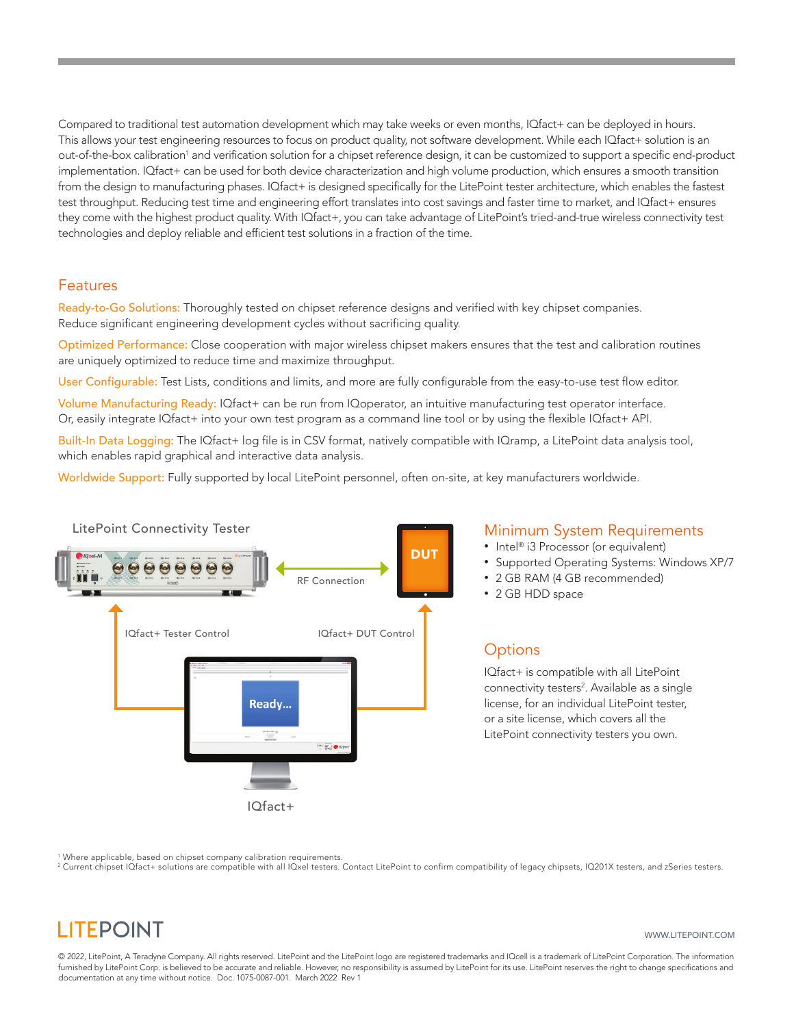Compared to traditional test automation development which may take weeks or even months, IQfact+ can be deployed in hours. This allows your test engineering resources to focus on product quality, not software development. While each IQfact+ solution is an out-of-the-box calibration[1] and verification solution for a chipset reference design, it can be customized to support a specific end-product implementation. IQfact+ can be used for both device characterization and high volume production, which ensures a smooth transition from the design to manufacturing phases. IQfact+ is designed specifically for the LitePoint tester architecture, which enables the fastest test throughput. Reducing test time and engineering effort translates into cost savings and faster time to market, and IQfact+ ensures they come with the highest product quality. With IQfact+, you can take advantage of LitePoint's tried-and-true wireless connectivity test technologies and deploy reliable and efficient test solutions in a fraction of the time.

## Features

Ready-to-Go Solutions: Thoroughly tested on chipset reference designs and verified with key chipset companies. Reduce significant engineering development cycles without sacrificing quality.

Optimized Performance: Close cooperation with major wireless chipset makers ensures that the test and calibration routines are uniquely optimized to reduce time and maximize throughput.

User Configurable: Test Lists, conditions and limits, and more are fully configurable from the easy-to-use test flow editor.

Volume Manufacturing Ready: IQfact+ can be run from IQoperator, an intuitive manufacturing test operator interface. Or, easily integrate IQfact+ into your own test program as a command line tool or by using the flexible IQfact+ API.

Built-In Data Logging: The IQfact+ log file is in CSV format, natively compatible with IQramp, a LitePoint data analysis tool, which enables rapid graphical and interactive data analysis.

Worldwide Support: Fully supported by local LitePoint personnel, often on-site, at key manufacturers worldwide.

LitePoint Connectivity Tester

RF Connection

DUT

IQfact+ Tester Control

IQfact+ DUT Control

Ready...

IQfact+

## Minimum System Requirements

- Intel® i3 Processor (or equivalent)
- Supported Operating Systems: Windows XP/7
- 2 GB RAM (4 GB recommended)
- 2 GB HDD space

## Options

IQfact+ is compatible with all LitePoint connectivity testers[2]. Available as a single license, for an individual LitePoint tester, or a site license, which covers all the LitePoint connectivity testers you own.

[1] Where applicable, based on chipset company calibration requirements.
[2] Current chipset IQfact+ solutions are compatible with all IQxel testers. Contact LitePoint to confirm compatibility of legacy chipsets, IQ201X testers, and zSeries testers.

LITEPOINT

WWW.LITEPOINT.COM

© 2022, LitePoint, A Teradyne Company. All rights reserved. LitePoint and the LitePoint logo are registered trademarks and IQcell is a trademark of LitePoint Corporation. The information furnished by LitePoint Corp. is believed to be accurate and reliable. However, no responsibility is assumed by LitePoint for its use. LitePoint reserves the right to change specifications and documentation at any time without notice. Doc. 1075-0087-001. March 2022 Rev 1